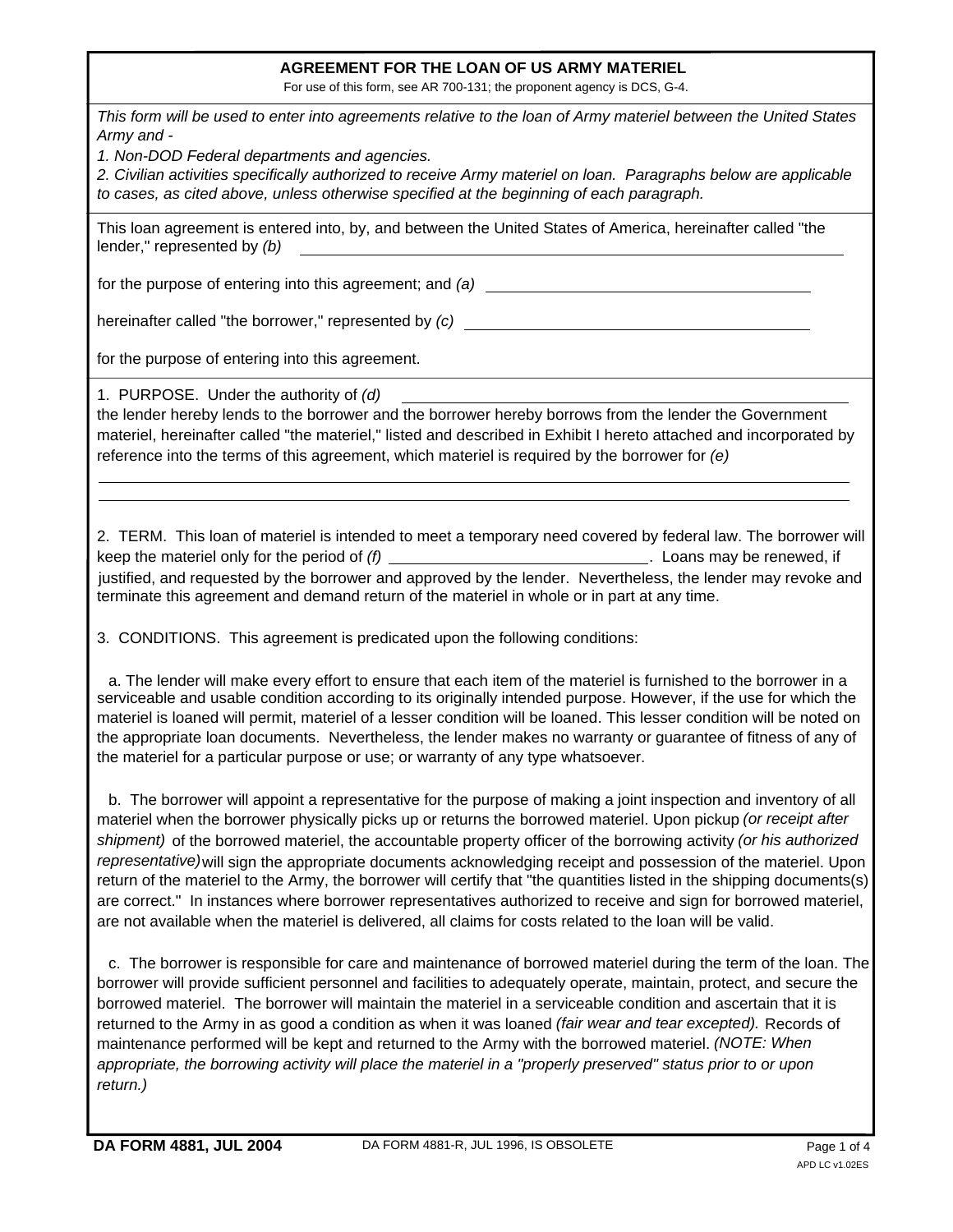# AGREEMENT FOR THE LOAN OF US ARMY MATERIEL

For use of this form, see AR 700-131; the proponent agency is DCS, G-4.

*This form will be used to enter into agreements relative to the loan of Army materiel between the United States Army and -*

*1. Non-DOD Federal departments and agencies.*

*2. Civilian activities specifically authorized to receive Army materiel on loan. Paragraphs below are applicable to cases, as cited above, unless otherwise specified at the beginning of each paragraph.*

This loan agreement is entered into, by, and between the United States of America, hereinafter called "the lender," represented by *(b)* ______________________________

for the purpose of entering into this agreement; and *(a)* ______________________________

hereinafter called "the borrower," represented by *(c)* ______________________________

for the purpose of entering into this agreement.

1. PURPOSE. Under the authority of *(d)* ______________________________
the lender hereby lends to the borrower and the borrower hereby borrows from the lender the Government materiel, hereinafter called "the materiel," listed and described in Exhibit I hereto attached and incorporated by reference into the terms of this agreement, which materiel is required by the borrower for *(e)*

______________________________

______________________________

2. TERM. This loan of materiel is intended to meet a temporary need covered by federal law. The borrower will keep the materiel only for the period of *(f)* ______________________________. Loans may be renewed, if justified, and requested by the borrower and approved by the lender. Nevertheless, the lender may revoke and terminate this agreement and demand return of the materiel in whole or in part at any time.

3. CONDITIONS. This agreement is predicated upon the following conditions:

a. The lender will make every effort to ensure that each item of the materiel is furnished to the borrower in a serviceable and usable condition according to its originally intended purpose. However, if the use for which the materiel is loaned will permit, materiel of a lesser condition will be loaned. This lesser condition will be noted on the appropriate loan documents. Nevertheless, the lender makes no warranty or guarantee of fitness of any of the materiel for a particular purpose or use; or warranty of any type whatsoever.

b. The borrower will appoint a representative for the purpose of making a joint inspection and inventory of all materiel when the borrower physically picks up or returns the borrowed materiel. Upon pickup *(or receipt after shipment)* of the borrowed materiel, the accountable property officer of the borrowing activity *(or his authorized representative)* will sign the appropriate documents acknowledging receipt and possession of the materiel. Upon return of the materiel to the Army, the borrower will certify that "the quantities listed in the shipping documents(s) are correct." In instances where borrower representatives authorized to receive and sign for borrowed materiel, are not available when the materiel is delivered, all claims for costs related to the loan will be valid.

c. The borrower is responsible for care and maintenance of borrowed materiel during the term of the loan. The borrower will provide sufficient personnel and facilities to adequately operate, maintain, protect, and secure the borrowed materiel. The borrower will maintain the materiel in a serviceable condition and ascertain that it is returned to the Army in as good a condition as when it was loaned *(fair wear and tear excepted).* Records of maintenance performed will be kept and returned to the Army with the borrowed materiel. *(NOTE: When appropriate, the borrowing activity will place the materiel in a "properly preserved" status prior to or upon return.)*

**DA FORM 4881, JUL 2004** DA FORM 4881-R, JUL 1996, IS OBSOLETE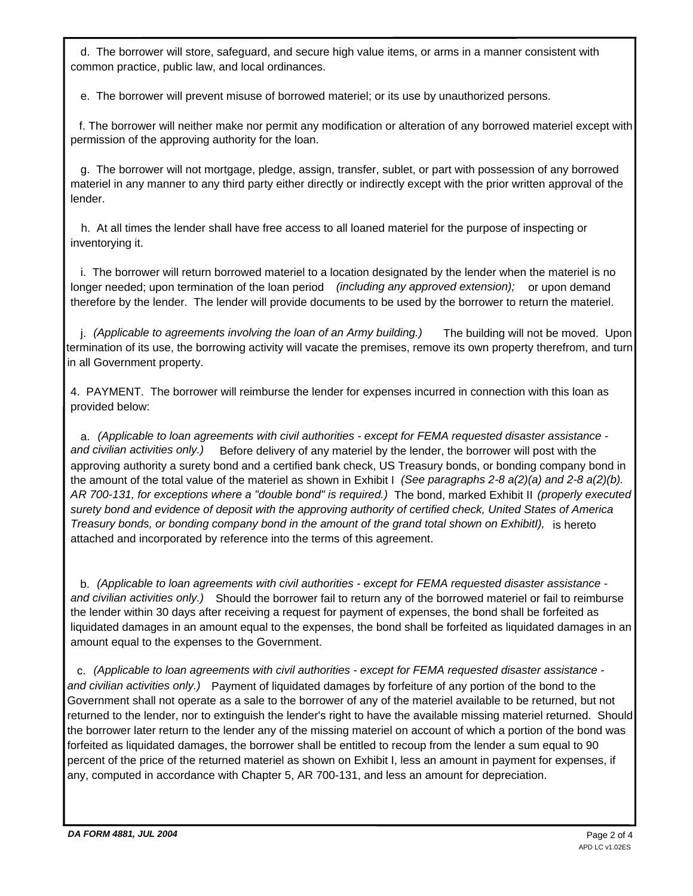d. The borrower will store, safeguard, and secure high value items, or arms in a manner consistent with common practice, public law, and local ordinances.

e. The borrower will prevent misuse of borrowed materiel; or its use by unauthorized persons.

f. The borrower will neither make nor permit any modification or alteration of any borrowed materiel except with permission of the approving authority for the loan.

g. The borrower will not mortgage, pledge, assign, transfer, sublet, or part with possession of any borrowed materiel in any manner to any third party either directly or indirectly except with the prior written approval of the lender.

h. At all times the lender shall have free access to all loaned materiel for the purpose of inspecting or inventorying it.

i. The borrower will return borrowed materiel to a location designated by the lender when the materiel is no longer needed; upon termination of the loan period *(including any approved extension);* or upon demand therefore by the lender. The lender will provide documents to be used by the borrower to return the materiel.

j. *(Applicable to agreements involving the loan of an Army building.)* The building will not be moved. Upon termination of its use, the borrowing activity will vacate the premises, remove its own property therefrom, and turn in all Government property.

4. PAYMENT. The borrower will reimburse the lender for expenses incurred in connection with this loan as provided below:

a. *(Applicable to loan agreements with civil authorities - except for FEMA requested disaster assistance - and civilian activities only.)* Before delivery of any materiel by the lender, the borrower will post with the approving authority a surety bond and a certified bank check, US Treasury bonds, or bonding company bond in the amount of the total value of the materiel as shown in Exhibit I *(See paragraphs 2-8 a(2)(a) and 2-8 a(2)(b). AR 700-131, for exceptions where a "double bond" is required.)* The bond, marked Exhibit II *(properly executed surety bond and evidence of deposit with the approving authority of certified check, United States of America Treasury bonds, or bonding company bond in the amount of the grand total shown on ExhibitI),* is hereto attached and incorporated by reference into the terms of this agreement.

b. *(Applicable to loan agreements with civil authorities - except for FEMA requested disaster assistance - and civilian activities only.)* Should the borrower fail to return any of the borrowed materiel or fail to reimburse the lender within 30 days after receiving a request for payment of expenses, the bond shall be forfeited as liquidated damages in an amount equal to the expenses, the bond shall be forfeited as liquidated damages in an amount equal to the expenses to the Government.

c. *(Applicable to loan agreements with civil authorities - except for FEMA requested disaster assistance - and civilian activities only.)* Payment of liquidated damages by forfeiture of any portion of the bond to the Government shall not operate as a sale to the borrower of any of the materiel available to be returned, but not returned to the lender, nor to extinguish the lender's right to have the available missing materiel returned. Should the borrower later return to the lender any of the missing materiel on account of which a portion of the bond was forfeited as liquidated damages, the borrower shall be entitled to recoup from the lender a sum equal to 90 percent of the price of the returned materiel as shown on Exhibit I, less an amount in payment for expenses, if any, computed in accordance with Chapter 5, AR 700-131, and less an amount for depreciation.

*DA FORM 4881, JUL 2004*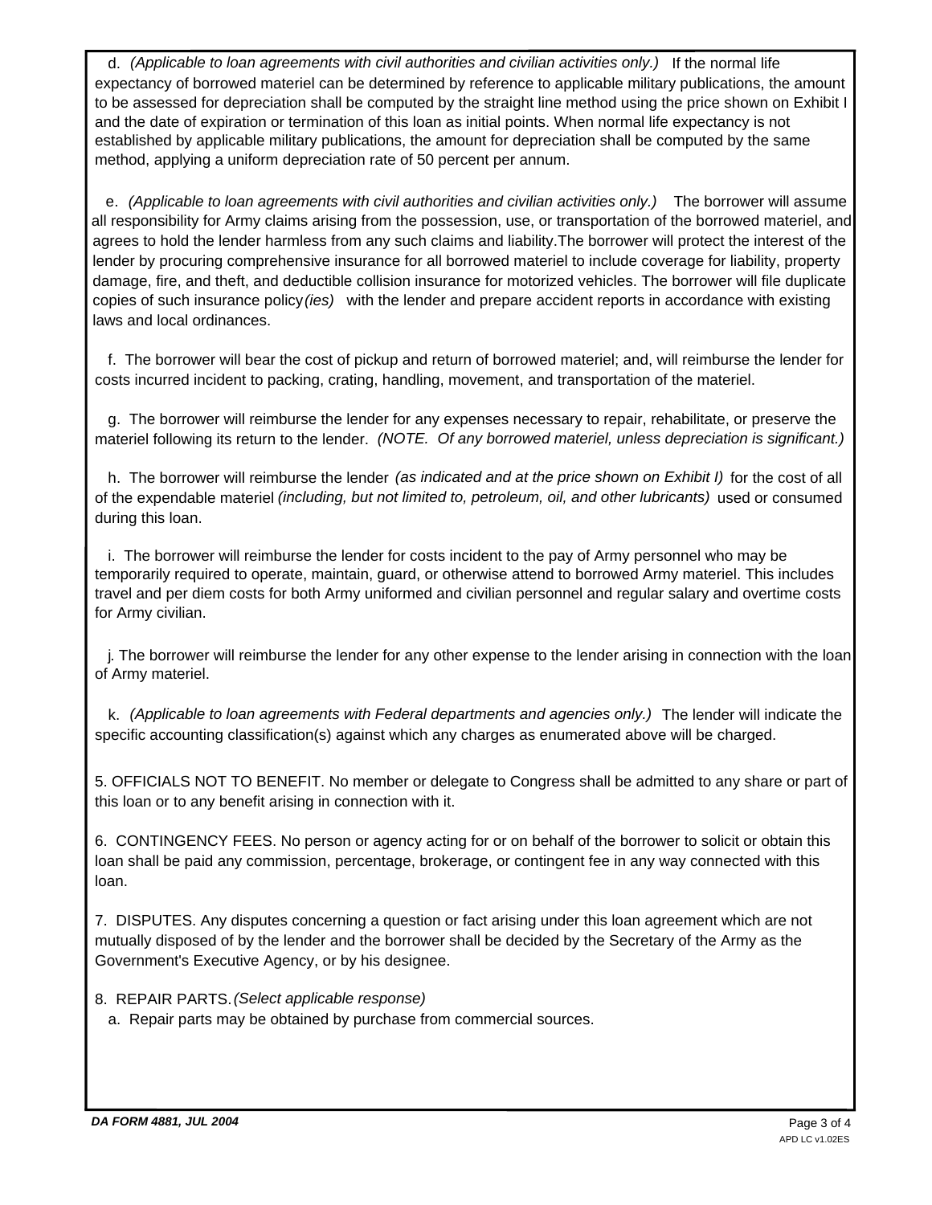d. *(Applicable to loan agreements with civil authorities and civilian activities only.)* If the normal life expectancy of borrowed materiel can be determined by reference to applicable military publications, the amount to be assessed for depreciation shall be computed by the straight line method using the price shown on Exhibit I and the date of expiration or termination of this loan as initial points. When normal life expectancy is not established by applicable military publications, the amount for depreciation shall be computed by the same method, applying a uniform depreciation rate of 50 percent per annum.

e. *(Applicable to loan agreements with civil authorities and civilian activities only.)* The borrower will assume all responsibility for Army claims arising from the possession, use, or transportation of the borrowed materiel, and agrees to hold the lender harmless from any such claims and liability.The borrower will protect the interest of the lender by procuring comprehensive insurance for all borrowed materiel to include coverage for liability, property damage, fire, and theft, and deductible collision insurance for motorized vehicles. The borrower will file duplicate copies of such insurance policy*(ies)* with the lender and prepare accident reports in accordance with existing laws and local ordinances.

f. The borrower will bear the cost of pickup and return of borrowed materiel; and, will reimburse the lender for costs incurred incident to packing, crating, handling, movement, and transportation of the materiel.

g. The borrower will reimburse the lender for any expenses necessary to repair, rehabilitate, or preserve the materiel following its return to the lender. *(NOTE. Of any borrowed materiel, unless depreciation is significant.)*

h. The borrower will reimburse the lender *(as indicated and at the price shown on Exhibit I)* for the cost of all of the expendable materiel *(including, but not limited to, petroleum, oil, and other lubricants)* used or consumed during this loan.

i. The borrower will reimburse the lender for costs incident to the pay of Army personnel who may be temporarily required to operate, maintain, guard, or otherwise attend to borrowed Army materiel. This includes travel and per diem costs for both Army uniformed and civilian personnel and regular salary and overtime costs for Army civilian.

j. The borrower will reimburse the lender for any other expense to the lender arising in connection with the loan of Army materiel.

k. *(Applicable to loan agreements with Federal departments and agencies only.)* The lender will indicate the specific accounting classification(s) against which any charges as enumerated above will be charged.

5. OFFICIALS NOT TO BENEFIT. No member or delegate to Congress shall be admitted to any share or part of this loan or to any benefit arising in connection with it.

6. CONTINGENCY FEES. No person or agency acting for or on behalf of the borrower to solicit or obtain this loan shall be paid any commission, percentage, brokerage, or contingent fee in any way connected with this loan.

7. DISPUTES. Any disputes concerning a question or fact arising under this loan agreement which are not mutually disposed of by the lender and the borrower shall be decided by the Secretary of the Army as the Government's Executive Agency, or by his designee.

8. REPAIR PARTS. *(Select applicable response)*

a. Repair parts may be obtained by purchase from commercial sources.

**DA FORM 4881, JUL 2004**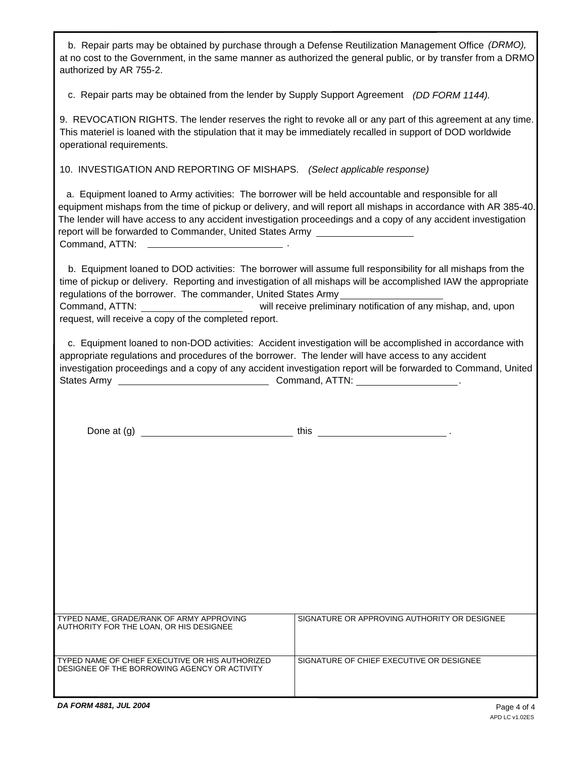b. Repair parts may be obtained by purchase through a Defense Reutilization Management Office *(DRMO),* at no cost to the Government, in the same manner as authorized the general public, or by transfer from a DRMO authorized by AR 755-2.

c. Repair parts may be obtained from the lender by Supply Support Agreement *(DD FORM 1144).*

9. REVOCATION RIGHTS. The lender reserves the right to revoke all or any part of this agreement at any time. This materiel is loaned with the stipulation that it may be immediately recalled in support of DOD worldwide operational requirements.

10. INVESTIGATION AND REPORTING OF MISHAPS. *(Select applicable response)*

a. Equipment loaned to Army activities: The borrower will be held accountable and responsible for all equipment mishaps from the time of pickup or delivery, and will report all mishaps in accordance with AR 385-40. The lender will have access to any accident investigation proceedings and a copy of any accident investigation report will be forwarded to Commander, United States Army ________________ Command, ATTN: ________________________ .

b. Equipment loaned to DOD activities: The borrower will assume full responsibility for all mishaps from the time of pickup or delivery. Reporting and investigation of all mishaps will be accomplished IAW the appropriate regulations of the borrower. The commander, United States Army ________________ Command, ATTN: ________________ will receive preliminary notification of any mishap, and, upon request, will receive a copy of the completed report.

c. Equipment loaned to non-DOD activities: Accident investigation will be accomplished in accordance with appropriate regulations and procedures of the borrower. The lender will have access to any accident investigation proceedings and a copy of any accident investigation report will be forwarded to Command, United States Army ________________________ Command, ATTN: ________________.

Done at (g) ________________________ this ____________________ .

| | |
|---|---|
| TYPED NAME, GRADE/RANK OF ARMY APPROVING AUTHORITY FOR THE LOAN, OR HIS DESIGNEE | SIGNATURE OR APPROVING AUTHORITY OR DESIGNEE |
| TYPED NAME OF CHIEF EXECUTIVE OR HIS AUTHORIZED DESIGNEE OF THE BORROWING AGENCY OR ACTIVITY | SIGNATURE OF CHIEF EXECUTIVE OR DESIGNEE |

**DA FORM 4881, JUL 2004**